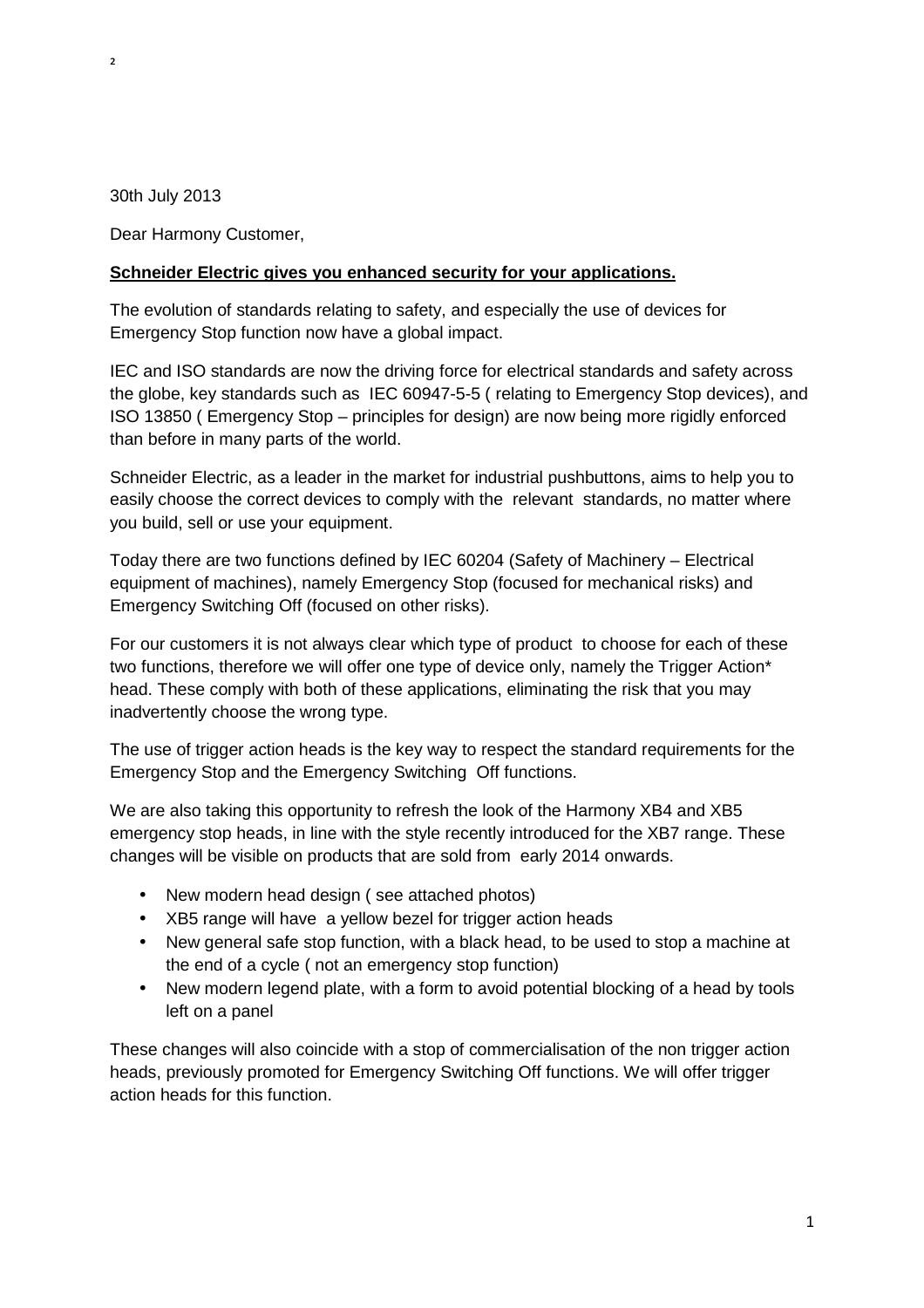30th July 2013

Dear Harmony Customer,

**Schneider Electric gives you enhanced security for your applications.**

The evolution of standards relating to safety, and especially the use of devices for Emergency Stop function now have a global impact.

IEC and ISO standards are now the driving force for electrical standards and safety across the globe, key standards such as IEC 60947-5-5 ( relating to Emergency Stop devices), and ISO 13850 ( Emergency Stop – principles for design) are now being more rigidly enforced than before in many parts of the world.

Schneider Electric, as a leader in the market for industrial pushbuttons, aims to help you to easily choose the correct devices to comply with the relevant standards, no matter where you build, sell or use your equipment.

Today there are two functions defined by IEC 60204 (Safety of Machinery – Electrical equipment of machines), namely Emergency Stop (focused for mechanical risks) and Emergency Switching Off (focused on other risks).

For our customers it is not always clear which type of product to choose for each of these two functions, therefore we will offer one type of device only, namely the Trigger Action* head. These comply with both of these applications, eliminating the risk that you may inadvertently choose the wrong type.

The use of trigger action heads is the key way to respect the standard requirements for the Emergency Stop and the Emergency Switching Off functions.

We are also taking this opportunity to refresh the look of the Harmony XB4 and XB5 emergency stop heads, in line with the style recently introduced for the XB7 range. These changes will be visible on products that are sold from early 2014 onwards.

- New modern head design ( see attached photos)
- XB5 range will have a yellow bezel for trigger action heads
- New general safe stop function, with a black head, to be used to stop a machine at the end of a cycle ( not an emergency stop function)
- New modern legend plate, with a form to avoid potential blocking of a head by tools left on a panel

These changes will also coincide with a stop of commercialisation of the non trigger action heads, previously promoted for Emergency Switching Off functions. We will offer trigger action heads for this function.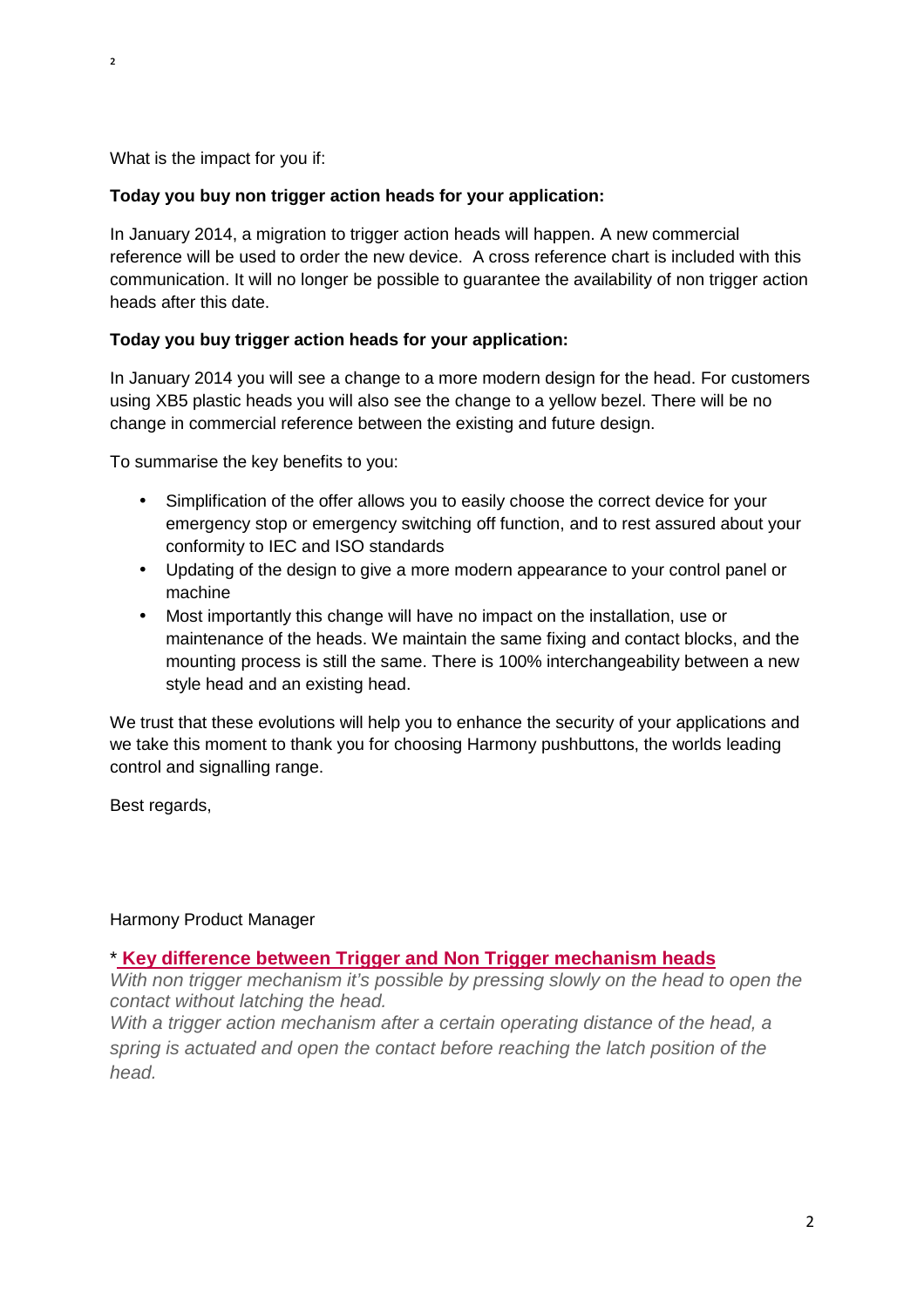What is the impact for you if:

**Today you buy non trigger action heads for your application:**

In January 2014, a migration to trigger action heads will happen. A new commercial reference will be used to order the new device. A cross reference chart is included with this communication. It will no longer be possible to guarantee the availability of non trigger action heads after this date.

**Today you buy trigger action heads for your application:**

In January 2014 you will see a change to a more modern design for the head. For customers using XB5 plastic heads you will also see the change to a yellow bezel. There will be no change in commercial reference between the existing and future design.

To summarise the key benefits to you:

- Simplification of the offer allows you to easily choose the correct device for your emergency stop or emergency switching off function, and to rest assured about your conformity to IEC and ISO standards
- Updating of the design to give a more modern appearance to your control panel or machine
- Most importantly this change will have no impact on the installation, use or maintenance of the heads. We maintain the same fixing and contact blocks, and the mounting process is still the same. There is 100% interchangeability between a new style head and an existing head.

We trust that these evolutions will help you to enhance the security of your applications and we take this moment to thank you for choosing Harmony pushbuttons, the worlds leading control and signalling range.

Best regards,

Harmony Product Manager

* **Key difference between Trigger and Non Trigger mechanism heads**

*With non trigger mechanism it's possible by pressing slowly on the head to open the contact without latching the head.*

*With a trigger action mechanism after a certain operating distance of the head, a spring is actuated and open the contact before reaching the latch position of the head.*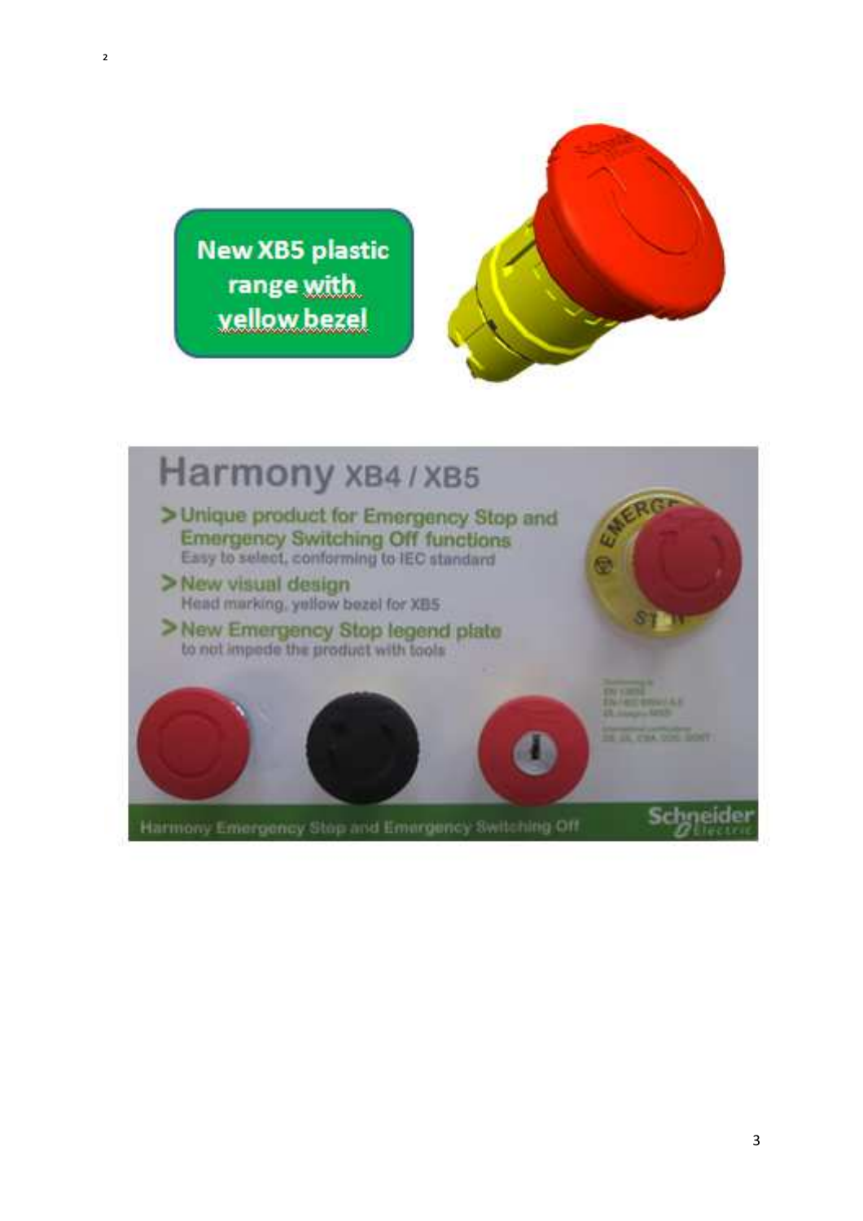New XB5 plastic range with yellow bezel

# Harmony XB4 / XB5

- Unique product for Emergency Stop and Emergency Switching Off functions
  Easy to select, conforming to IEC standard
- New visual design
  Head marking, yellow bezel for XB5
- New Emergency Stop legend plate
  to not impede the product with tools

Harmony Emergency Stop and Emergency Switching Off

Schneider Electric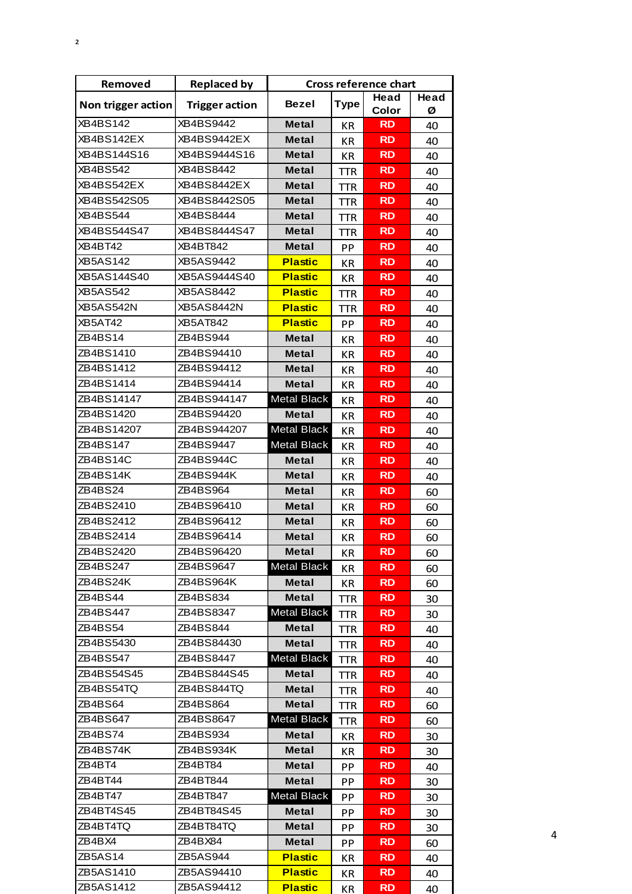| Removed | Replaced by | Cross reference chart | | | |
|---|---|---|---|---|---|
| Non trigger action | Trigger action | Bezel | Type | Head Color | Head Ø |
| XB4BS142 | XB4BS9442 | Metal | KR | RD | 40 |
| XB4BS142EX | XB4BS9442EX | Metal | KR | RD | 40 |
| XB4BS144S16 | XB4BS9444S16 | Metal | KR | RD | 40 |
| XB4BS542 | XB4BS8442 | Metal | TTR | RD | 40 |
| XB4BS542EX | XB4BS8442EX | Metal | TTR | RD | 40 |
| XB4BS542S05 | XB4BS8442S05 | Metal | TTR | RD | 40 |
| XB4BS544 | XB4BS8444 | Metal | TTR | RD | 40 |
| XB4BS544S47 | XB4BS8444S47 | Metal | TTR | RD | 40 |
| XB4BT42 | XB4BT842 | Metal | PP | RD | 40 |
| XB5AS142 | XB5AS9442 | Plastic | KR | RD | 40 |
| XB5AS144S40 | XB5AS9444S40 | Plastic | KR | RD | 40 |
| XB5AS542 | XB5AS8442 | Plastic | TTR | RD | 40 |
| XB5AS542N | XB5AS8442N | Plastic | TTR | RD | 40 |
| XB5AT42 | XB5AT842 | Plastic | PP | RD | 40 |
| ZB4BS14 | ZB4BS944 | Metal | KR | RD | 40 |
| ZB4BS1410 | ZB4BS94410 | Metal | KR | RD | 40 |
| ZB4BS1412 | ZB4BS94412 | Metal | KR | RD | 40 |
| ZB4BS1414 | ZB4BS94414 | Metal | KR | RD | 40 |
| ZB4BS14147 | ZB4BS944147 | Metal Black | KR | RD | 40 |
| ZB4BS1420 | ZB4BS94420 | Metal | KR | RD | 40 |
| ZB4BS14207 | ZB4BS944207 | Metal Black | KR | RD | 40 |
| ZB4BS147 | ZB4BS9447 | Metal Black | KR | RD | 40 |
| ZB4BS14C | ZB4BS944C | Metal | KR | RD | 40 |
| ZB4BS14K | ZB4BS944K | Metal | KR | RD | 40 |
| ZB4BS24 | ZB4BS964 | Metal | KR | RD | 60 |
| ZB4BS2410 | ZB4BS96410 | Metal | KR | RD | 60 |
| ZB4BS2412 | ZB4BS96412 | Metal | KR | RD | 60 |
| ZB4BS2414 | ZB4BS96414 | Metal | KR | RD | 60 |
| ZB4BS2420 | ZB4BS96420 | Metal | KR | RD | 60 |
| ZB4BS247 | ZB4BS9647 | Metal Black | KR | RD | 60 |
| ZB4BS24K | ZB4BS964K | Metal | KR | RD | 60 |
| ZB4BS44 | ZB4BS834 | Metal | TTR | RD | 30 |
| ZB4BS447 | ZB4BS8347 | Metal Black | TTR | RD | 30 |
| ZB4BS54 | ZB4BS844 | Metal | TTR | RD | 40 |
| ZB4BS5430 | ZB4BS84430 | Metal | TTR | RD | 40 |
| ZB4BS547 | ZB4BS8447 | Metal Black | TTR | RD | 40 |
| ZB4BS54S45 | ZB4BS844S45 | Metal | TTR | RD | 40 |
| ZB4BS54TQ | ZB4BS844TQ | Metal | TTR | RD | 40 |
| ZB4BS64 | ZB4BS864 | Metal | TTR | RD | 60 |
| ZB4BS647 | ZB4BS8647 | Metal Black | TTR | RD | 60 |
| ZB4BS74 | ZB4BS934 | Metal | KR | RD | 30 |
| ZB4BS74K | ZB4BS934K | Metal | KR | RD | 30 |
| ZB4BT4 | ZB4BT84 | Metal | PP | RD | 40 |
| ZB4BT44 | ZB4BT844 | Metal | PP | RD | 30 |
| ZB4BT47 | ZB4BT847 | Metal Black | PP | RD | 30 |
| ZB4BT4S45 | ZB4BT84S45 | Metal | PP | RD | 30 |
| ZB4BT4TQ | ZB4BT84TQ | Metal | PP | RD | 30 |
| ZB4BX4 | ZB4BX84 | Metal | PP | RD | 60 |
| ZB5AS14 | ZB5AS944 | Plastic | KR | RD | 40 |
| ZB5AS1410 | ZB5AS94410 | Plastic | KR | RD | 40 |
| ZB5AS1412 | ZB5AS94412 | Plastic | KR | RD | 40 |